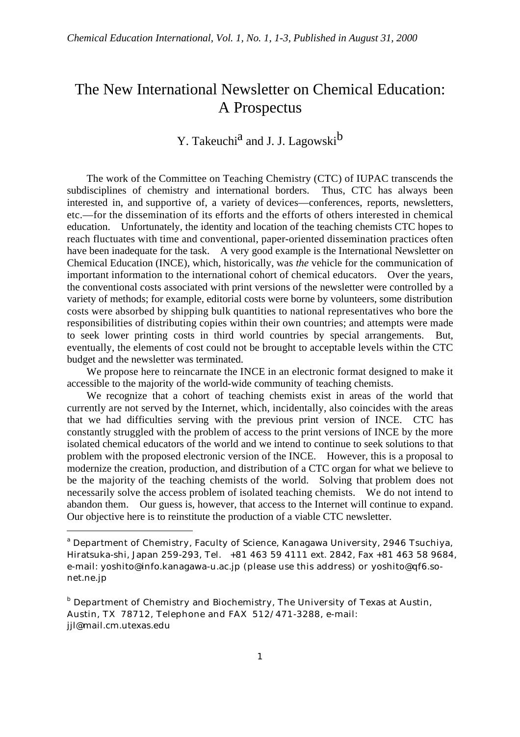# The New International Newsletter on Chemical Education: A Prospectus

Y. Takeuchi[a] and J. J. Lagowski[b]

The work of the Committee on Teaching Chemistry (CTC) of IUPAC transcends the subdisciplines of chemistry and international borders. Thus, CTC has always been interested in, and supportive of, a variety of devices—conferences, reports, newsletters, etc.—for the dissemination of its efforts and the efforts of others interested in chemical education. Unfortunately, the identity and location of the teaching chemists CTC hopes to reach fluctuates with time and conventional, paper-oriented dissemination practices often have been inadequate for the task. A very good example is the International Newsletter on Chemical Education (INCE), which, historically, was *the* vehicle for the communication of important information to the international cohort of chemical educators. Over the years, the conventional costs associated with print versions of the newsletter were controlled by a variety of methods; for example, editorial costs were borne by volunteers, some distribution costs were absorbed by shipping bulk quantities to national representatives who bore the responsibilities of distributing copies within their own countries; and attempts were made to seek lower printing costs in third world countries by special arrangements. But, eventually, the elements of cost could not be brought to acceptable levels within the CTC budget and the newsletter was terminated.

We propose here to reincarnate the INCE in an electronic format designed to make it accessible to the majority of the world-wide community of teaching chemists.

We recognize that a cohort of teaching chemists exist in areas of the world that currently are not served by the Internet, which, incidentally, also coincides with the areas that we had difficulties serving with the previous print version of INCE. CTC has constantly struggled with the problem of access to the print versions of INCE by the more isolated chemical educators of the world and we intend to continue to seek solutions to that problem with the proposed electronic version of the INCE. However, this is a proposal to modernize the creation, production, and distribution of a CTC organ for what we believe to be the majority of the teaching chemists of the world. Solving that problem does not necessarily solve the access problem of isolated teaching chemists. We do not intend to abandon them. Our guess is, however, that access to the Internet will continue to expand. Our objective here is to reinstitute the production of a viable CTC newsletter.

---

[a] Department of Chemistry, Faculty of Science, Kanagawa University, 2946 Tsuchiya, Hiratsuka-shi, Japan 259-293, Tel. +81 463 59 4111 ext. 2842, Fax +81 463 58 9684, e-mail: yoshito@info.kanagawa-u.ac.jp (please use this address) or yoshito@qf6.so-net.ne.jp

[b] Department of Chemistry and Biochemistry, The University of Texas at Austin, Austin, TX 78712, Telephone and FAX 512/471-3288, e-mail: jjl@mail.cm.utexas.edu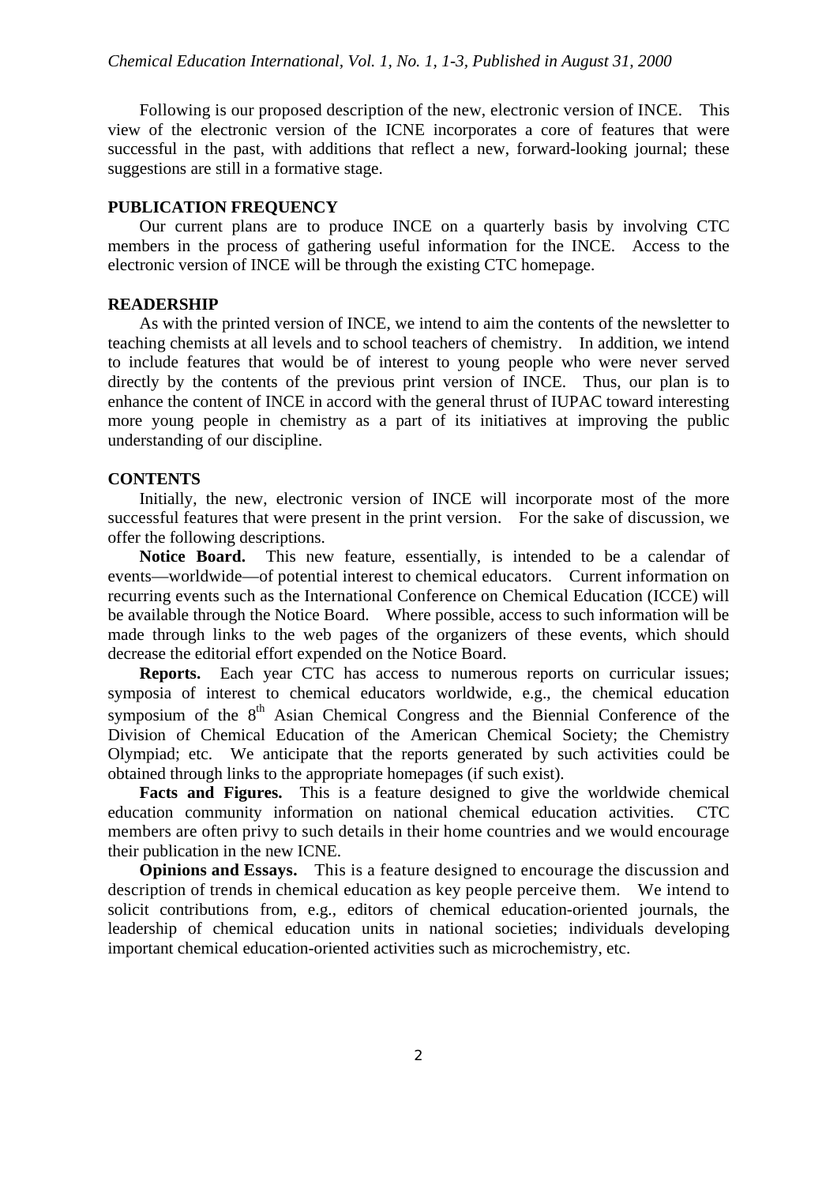Following is our proposed description of the new, electronic version of INCE. This view of the electronic version of the ICNE incorporates a core of features that were successful in the past, with additions that reflect a new, forward-looking journal; these suggestions are still in a formative stage.

**PUBLICATION FREQUENCY**

Our current plans are to produce INCE on a quarterly basis by involving CTC members in the process of gathering useful information for the INCE. Access to the electronic version of INCE will be through the existing CTC homepage.

**READERSHIP**

As with the printed version of INCE, we intend to aim the contents of the newsletter to teaching chemists at all levels and to school teachers of chemistry. In addition, we intend to include features that would be of interest to young people who were never served directly by the contents of the previous print version of INCE. Thus, our plan is to enhance the content of INCE in accord with the general thrust of IUPAC toward interesting more young people in chemistry as a part of its initiatives at improving the public understanding of our discipline.

**CONTENTS**

Initially, the new, electronic version of INCE will incorporate most of the more successful features that were present in the print version. For the sake of discussion, we offer the following descriptions.

**Notice Board.** This new feature, essentially, is intended to be a calendar of events—worldwide—of potential interest to chemical educators. Current information on recurring events such as the International Conference on Chemical Education (ICCE) will be available through the Notice Board. Where possible, access to such information will be made through links to the web pages of the organizers of these events, which should decrease the editorial effort expended on the Notice Board.

**Reports.** Each year CTC has access to numerous reports on curricular issues; symposia of interest to chemical educators worldwide, e.g., the chemical education symposium of the 8th Asian Chemical Congress and the Biennial Conference of the Division of Chemical Education of the American Chemical Society; the Chemistry Olympiad; etc. We anticipate that the reports generated by such activities could be obtained through links to the appropriate homepages (if such exist).

**Facts and Figures.** This is a feature designed to give the worldwide chemical education community information on national chemical education activities. CTC members are often privy to such details in their home countries and we would encourage their publication in the new ICNE.

**Opinions and Essays.** This is a feature designed to encourage the discussion and description of trends in chemical education as key people perceive them. We intend to solicit contributions from, e.g., editors of chemical education-oriented journals, the leadership of chemical education units in national societies; individuals developing important chemical education-oriented activities such as microchemistry, etc.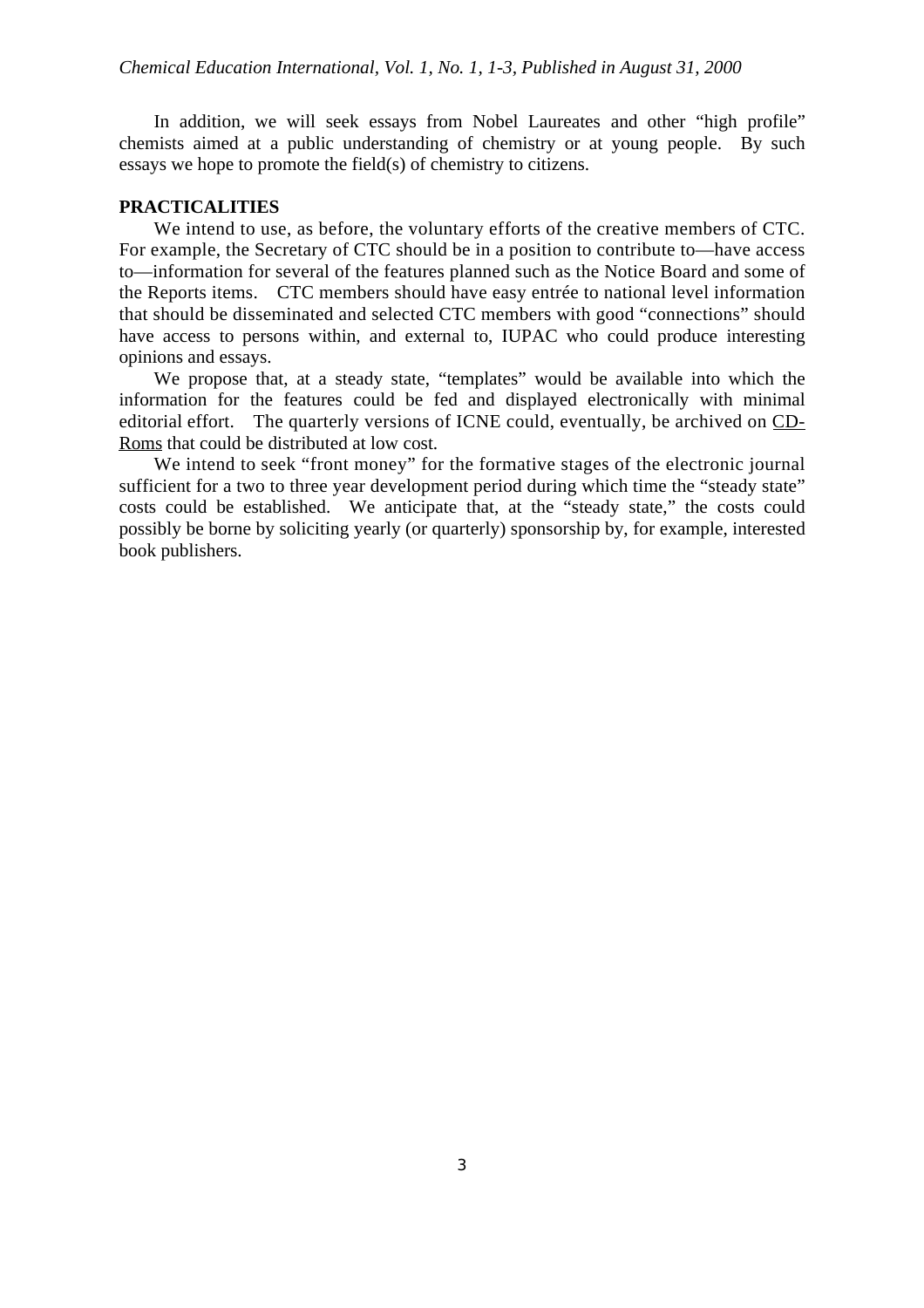In addition, we will seek essays from Nobel Laureates and other "high profile" chemists aimed at a public understanding of chemistry or at young people. By such essays we hope to promote the field(s) of chemistry to citizens.

## PRACTICALITIES

We intend to use, as before, the voluntary efforts of the creative members of CTC. For example, the Secretary of CTC should be in a position to contribute to—have access to—information for several of the features planned such as the Notice Board and some of the Reports items. CTC members should have easy entrée to national level information that should be disseminated and selected CTC members with good "connections" should have access to persons within, and external to, IUPAC who could produce interesting opinions and essays.

We propose that, at a steady state, "templates" would be available into which the information for the features could be fed and displayed electronically with minimal editorial effort. The quarterly versions of ICNE could, eventually, be archived on CD-Roms that could be distributed at low cost.

We intend to seek "front money" for the formative stages of the electronic journal sufficient for a two to three year development period during which time the "steady state" costs could be established. We anticipate that, at the "steady state," the costs could possibly be borne by soliciting yearly (or quarterly) sponsorship by, for example, interested book publishers.